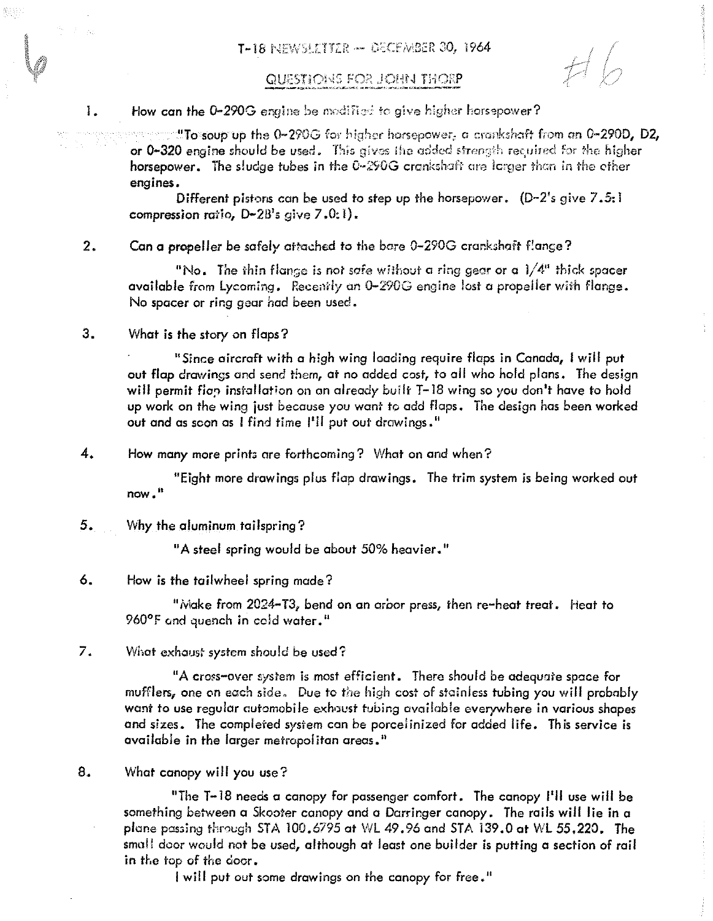# T-18 NEWSLETTER -- DECEMBER 30, 1964

#6

## QUESTIONS FOR JOHN THORP

1. How can the 0-290G engine be modified to give higher horsepower?

   "To soup up the 0-290G for higher horsepower, a crankshaft from an 0-290D, D2, or 0-320 engine should be used. This gives the added strength required for the higher horsepower. The sludge tubes in the 0-290G crankshaft are larger than in the other engines.

   Different pistons can be used to step up the horsepower. (D-2's give 7.5:1 compression ratio, D-2B's give 7.0:1).

2. Can a propeller be safely attached to the bare 0-290G crankshaft flange?

   "No. The thin flange is not safe without a ring gear or a 1/4" thick spacer available from Lycoming. Recently an 0-290G engine lost a propeller with flange. No spacer or ring gear had been used.

3. What is the story on flaps?

   "Since aircraft with a high wing loading require flaps in Canada, I will put out flap drawings and send them, at no added cost, to all who hold plans. The design will permit flap installation on an already built T-18 wing so you don't have to hold up work on the wing just because you want to add flaps. The design has been worked out and as soon as I find time I'll put out drawings."

4. How many more prints are forthcoming? What on and when?

   "Eight more drawings plus flap drawings. The trim system is being worked out now."

5. Why the aluminum tailspring?

   "A steel spring would be about 50% heavier."

6. How is the tailwheel spring made?

   "Make from 2024-T3, bend on an arbor press, then re-heat treat. Heat to 960°F and quench in cold water."

7. What exhaust system should be used?

   "A cross-over system is most efficient. There should be adequate space for mufflers, one on each side. Due to the high cost of stainless tubing you will probably want to use regular automobile exhaust tubing available everywhere in various shapes and sizes. The completed system can be porcelinized for added life. This service is available in the larger metropolitan areas."

8. What canopy will you use?

   "The T-18 needs a canopy for passenger comfort. The canopy I'll use will be something between a Skooter canopy and a Darringer canopy. The rails will lie in a plane passing through STA 100.6795 at WL 49.96 and STA 139.0 at WL 55.220. The small door would not be used, although at least one builder is putting a section of rail in the top of the door.

   I will put out some drawings on the canopy for free."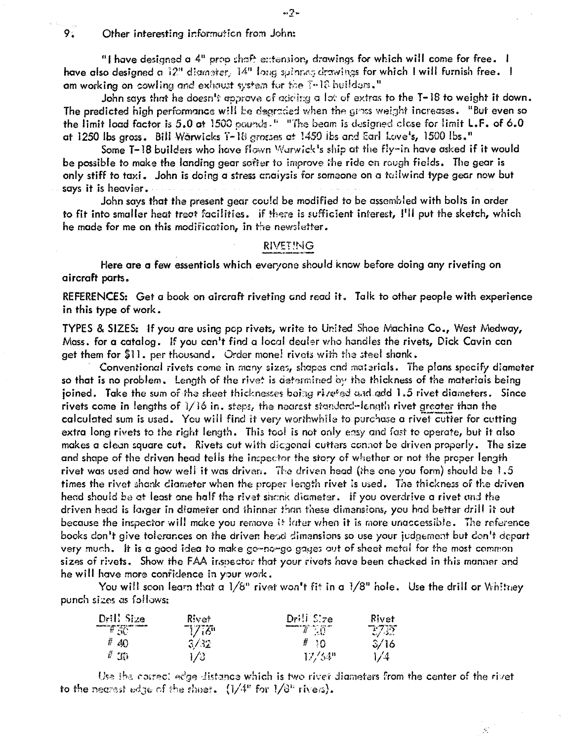9. Other interesting information from John:

"I have designed a 4" prop shaft extension, drawings for which will come for free. I have also designed a 12" diameter, 14" long spinner drawings for which I will furnish free. I am working on cowling and exhaust system for the T-18 builders."

John says that he doesn't approve of adding a lot of extras to the T-18 to weight it down. The predicted high performance will be degraded when the gross weight increases. "But even so the limit load factor is 5.0 at 1500 pounds." "The beam is designed close for limit L.F. of 6.0 at 1250 lbs gross. Bill Warwicks T-18 grosses at 1450 lbs and Earl Love's, 1500 lbs."

Some T-18 builders who have flown Warwick's ship at the fly-in have asked if it would be possible to make the landing gear softer to improve the ride on rough fields. The gear is only stiff to taxi. John is doing a stress analysis for someone on a tailwind type gear now but says it is heavier.

John says that the present gear could be modified to be assembled with bolts in order to fit into smaller heat treat facilities. If there is sufficient interest, I'll put the sketch, which he made for me on this modification, in the newsletter.

## RIVETING

Here are a few essentials which everyone should know before doing any riveting on aircraft parts.

REFERENCES: Get a book on aircraft riveting and read it. Talk to other people with experience in this type of work.

TYPES & SIZES: If you are using pop rivets, write to United Shoe Machine Co., West Medway, Mass. for a catalog. If you can't find a local dealer who handles the rivets, Dick Cavin can get them for $11. per thousand. Order monel rivets with the steel shank.

Conventional rivets come in many sizes, shapes and materials. The plans specify diameter so that is no problem. Length of the rivet is determined by the thickness of the materials being joined. Take the sum of the sheet thicknesses being riveted and add 1.5 rivet diameters. Since rivets come in lengths of 1/16 in. steps, the nearest standard-length rivet greater than the calculated sum is used. You will find it very worthwhile to purchase a rivet cutter for cutting extra long rivets to the right length. This tool is not only easy and fast to operate, but it also makes a clean square cut. Rivets cut with diagonal cutters cannot be driven properly. The size and shape of the driven head tells the inspector the story of whether or not the proper length rivet was used and how well it was driven. The driven head (the one you form) should be 1.5 times the rivet shank diameter when the proper length rivet is used. The thickness of the driven head should be at least one half the rivet shank diameter. If you overdrive a rivet and the driven head is larger in diameter and thinner than these dimensions, you had better drill it out because the inspector will make you remove it later when it is more unaccessible. The reference books don't give tolerances on the driven head dimensions so use your judgement but don't depart very much. It is a good idea to make go-no-go gages out of sheet metal for the most common sizes of rivets. Show the FAA inspector that your rivets have been checked in this manner and he will have more confidence in your work.

You will soon learn that a 1/8" rivet won't fit in a 1/8" hole. Use the drill or Whitney punch sizes as follows:

| Drill Size | Rivet | Drill Size | Rivet |
|---|---|---|---|
| # 50 | 1/16" | # 20 | 5/32 |
| # 40 | 3/32 | # 10 | 3/16 |
| # 30 | 1/8 | 17/64" | 1/4 |

Use the correct edge distance which is two rivet diameters from the center of the rivet to the nearest edge of the sheet. (1/4" for 1/8" rivets).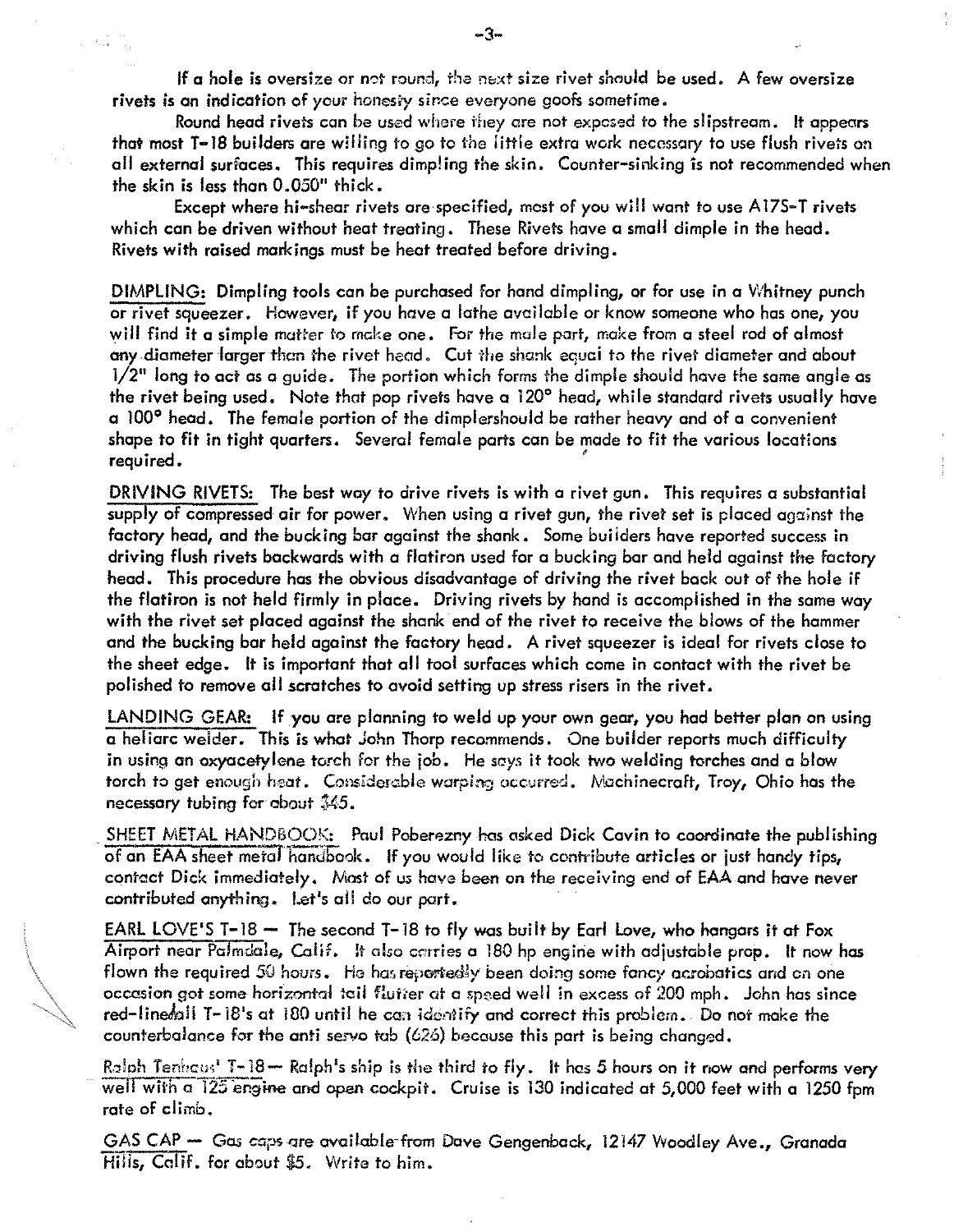If a hole is oversize or not round, the next size rivet should be used. A few oversize rivets is an indication of your honesty since everyone goofs sometime.

Round head rivets can be used where they are not exposed to the slipstream. It appears that most T-18 builders are willing to go to the little extra work necessary to use flush rivets on all external surfaces. This requires dimpling the skin. Counter-sinking is not recommended when the skin is less than 0.050" thick.

Except where hi-shear rivets are specified, most of you will want to use A17S-T rivets which can be driven without heat treating. These Rivets have a small dimple in the head. Rivets with raised markings must be heat treated before driving.

DIMPLING: Dimpling tools can be purchased for hand dimpling, or for use in a Whitney punch or rivet squeezer. However, if you have a lathe available or know someone who has one, you will find it a simple matter to make one. For the male part, make from a steel rod of almost any diameter larger than the rivet head. Cut the shank equal to the rivet diameter and about 1/2" long to act as a guide. The portion which forms the dimple should have the same angle as the rivet being used. Note that pop rivets have a 120° head, while standard rivets usually have a 100° head. The female portion of the dimplershould be rather heavy and of a convenient shape to fit in tight quarters. Several female parts can be made to fit the various locations required.

DRIVING RIVETS: The best way to drive rivets is with a rivet gun. This requires a substantial supply of compressed air for power. When using a rivet gun, the rivet set is placed against the factory head, and the bucking bar against the shank. Some builders have reported success in driving flush rivets backwards with a flatiron used for a bucking bar and held against the factory head. This procedure has the obvious disadvantage of driving the rivet back out of the hole if the flatiron is not held firmly in place. Driving rivets by hand is accomplished in the same way with the rivet set placed against the shank end of the rivet to receive the blows of the hammer and the bucking bar held against the factory head. A rivet squeezer is ideal for rivets close to the sheet edge. It is important that all tool surfaces which come in contact with the rivet be polished to remove all scratches to avoid setting up stress risers in the rivet.

LANDING GEAR: If you are planning to weld up your own gear, you had better plan on using a heliarc welder. This is what John Thorp recommends. One builder reports much difficulty in using an oxyacetylene torch for the job. He says it took two welding torches and a blow torch to get enough heat. Considerable warping occurred. Machinecraft, Troy, Ohio has the necessary tubing for about $45.

SHEET METAL HANDBOOK: Paul Poberezny has asked Dick Cavin to coordinate the publishing of an EAA sheet metal handbook. If you would like to contribute articles or just handy tips, contact Dick immediately. Most of us have been on the receiving end of EAA and have never contributed anything. Let's all do our part.

EARL LOVE'S T-18 — The second T-18 to fly was built by Earl Love, who hangars it at Fox Airport near Palmdale, Calif. It also carries a 180 hp engine with adjustable prop. It now has flown the required 50 hours. He has reportedly been doing some fancy acrobatics and on one occasion got some horizontal tail flutter at a speed well in excess of 200 mph. John has since red-lined all T-18's at 180 until he can identify and correct this problem. Do not make the counterbalance for the anti servo tab (626) because this part is being changed.

Ralph Tenhaus' T-18 — Ralph's ship is the third to fly. It has 5 hours on it now and performs very well with a 125 engine and open cockpit. Cruise is 130 indicated at 5,000 feet with a 1250 fpm rate of climb.

GAS CAP — Gas caps are available from Dave Gengenback, 12147 Woodley Ave., Granada Hills, Calif. for about $5. Write to him.